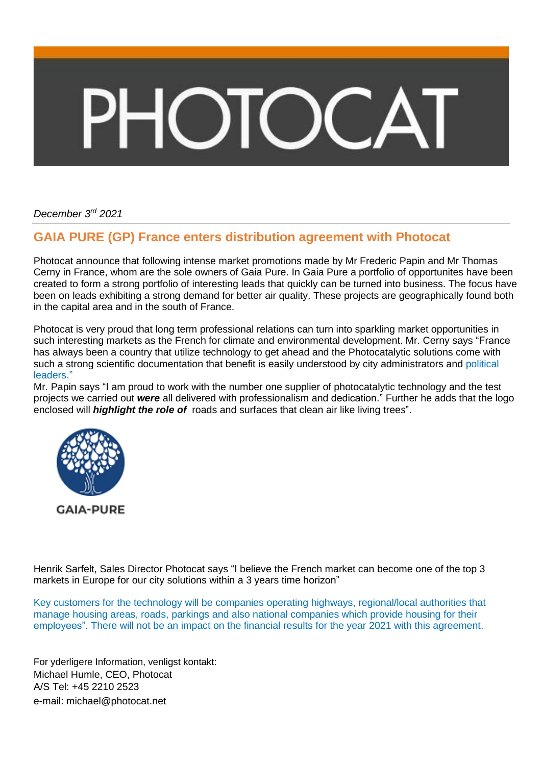PHOTOCAT

*December 3rd 2021*

## GAIA PURE (GP) France enters distribution agreement with Photocat

Photocat announce that following intense market promotions made by Mr Frederic Papin and Mr Thomas Cerny in France, whom are the sole owners of Gaia Pure. In Gaia Pure a portfolio of opportunites have been created to form a strong portfolio of interesting leads that quickly can be turned into business. The focus have been on leads exhibiting a strong demand for better air quality. These projects are geographically found both in the capital area and in the south of France.

Photocat is very proud that long term professional relations can turn into sparkling market opportunities in such interesting markets as the French for climate and environmental development. Mr. Cerny says "France has always been a country that utilize technology to get ahead and the Photocatalytic solutions come with such a strong scientific documentation that benefit is easily understood by city administrators and political leaders."

Mr. Papin says "I am proud to work with the number one supplier of photocatalytic technology and the test projects we carried out ***were*** all delivered with professionalism and dedication." Further he adds that the logo enclosed will ***highlight the role of*** roads and surfaces that clean air like living trees".

GAIA-PURE

Henrik Sarfelt, Sales Director Photocat says "I believe the French market can become one of the top 3 markets in Europe for our city solutions within a 3 years time horizon"

Key customers for the technology will be companies operating highways, regional/local authorities that manage housing areas, roads, parkings and also national companies which provide housing for their employees". There will not be an impact on the financial results for the year 2021 with this agreement.

For yderligere Information, venligst kontakt:
Michael Humle, CEO, Photocat
A/S Tel: +45 2210 2523
e-mail: michael@photocat.net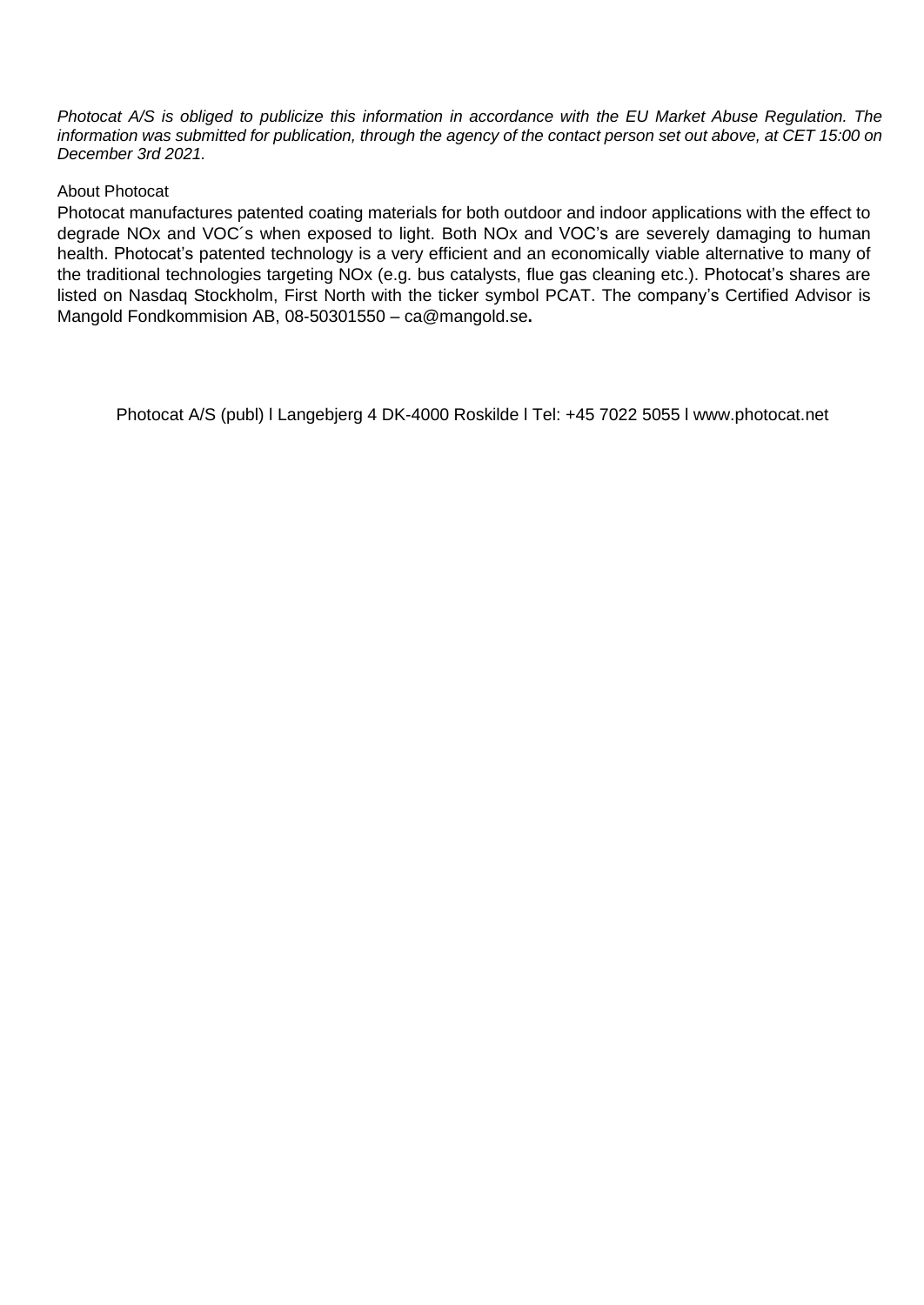*Photocat A/S is obliged to publicize this information in accordance with the EU Market Abuse Regulation. The information was submitted for publication, through the agency of the contact person set out above, at CET 15:00 on December 3rd 2021.*

About Photocat

Photocat manufactures patented coating materials for both outdoor and indoor applications with the effect to degrade NOx and VOC´s when exposed to light. Both NOx and VOC's are severely damaging to human health. Photocat's patented technology is a very efficient and an economically viable alternative to many of the traditional technologies targeting NOx (e.g. bus catalysts, flue gas cleaning etc.). Photocat's shares are listed on Nasdaq Stockholm, First North with the ticker symbol PCAT. The company's Certified Advisor is Mangold Fondkommision AB, 08-50301550 – ca@mangold.se**.**

Photocat A/S (publ) l Langebjerg 4 DK-4000 Roskilde l Tel: +45 7022 5055 l www.photocat.net